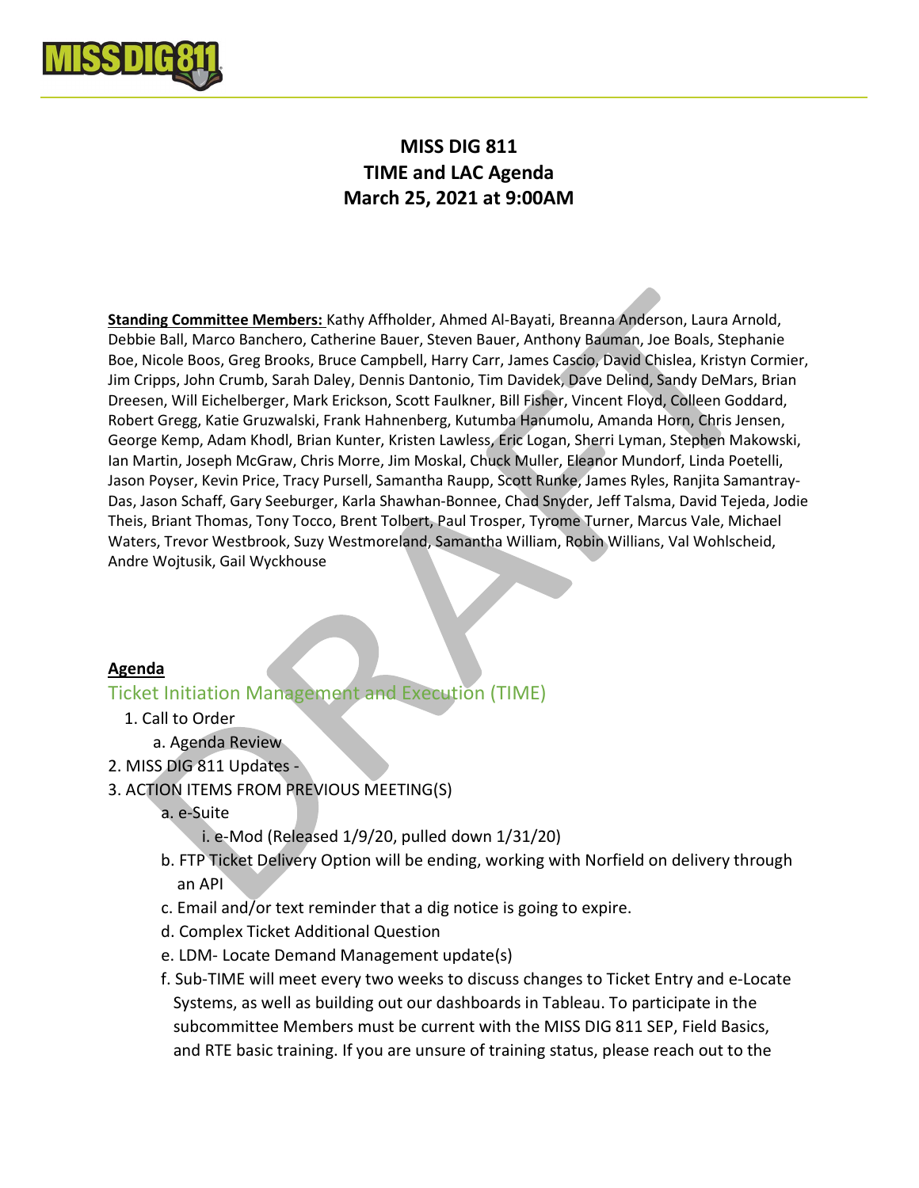# MISS DIG 811
# TIME and LAC Agenda
# March 25, 2021 at 9:00AM

**Standing Committee Members:** Kathy Affholder, Ahmed Al-Bayati, Breanna Anderson, Laura Arnold, Debbie Ball, Marco Banchero, Catherine Bauer, Steven Bauer, Anthony Bauman, Joe Boals, Stephanie Boe, Nicole Boos, Greg Brooks, Bruce Campbell, Harry Carr, James Cascio, David Chislea, Kristyn Cormier, Jim Cripps, John Crumb, Sarah Daley, Dennis Dantonio, Tim Davidek, Dave Delind, Sandy DeMars, Brian Dreesen, Will Eichelberger, Mark Erickson, Scott Faulkner, Bill Fisher, Vincent Floyd, Colleen Goddard, Robert Gregg, Katie Gruzwalski, Frank Hahnenberg, Kutumba Hanumolu, Amanda Horn, Chris Jensen, George Kemp, Adam Khodl, Brian Kunter, Kristen Lawless, Eric Logan, Sherri Lyman, Stephen Makowski, Ian Martin, Joseph McGraw, Chris Morre, Jim Moskal, Chuck Muller, Eleanor Mundorf, Linda Poetelli, Jason Poyser, Kevin Price, Tracy Pursell, Samantha Raupp, Scott Runke, James Ryles, Ranjita Samantray-Das, Jason Schaff, Gary Seeburger, Karla Shawhan-Bonnee, Chad Snyder, Jeff Talsma, David Tejeda, Jodie Theis, Briant Thomas, Tony Tocco, Brent Tolbert, Paul Trosper, Tyrome Turner, Marcus Vale, Michael Waters, Trevor Westbrook, Suzy Westmoreland, Samantha William, Robin Willians, Val Wohlscheid, Andre Wojtusik, Gail Wyckhouse

**Agenda**

## Ticket Initiation Management and Execution (TIME)

1. Call to Order
   a. Agenda Review
2. MISS DIG 811 Updates -
3. ACTION ITEMS FROM PREVIOUS MEETING(S)
   a. e-Suite
      i. e-Mod (Released 1/9/20, pulled down 1/31/20)
   b. FTP Ticket Delivery Option will be ending, working with Norfield on delivery through an API
   c. Email and/or text reminder that a dig notice is going to expire.
   d. Complex Ticket Additional Question
   e. LDM- Locate Demand Management update(s)
   f. Sub-TIME will meet every two weeks to discuss changes to Ticket Entry and e-Locate Systems, as well as building out our dashboards in Tableau. To participate in the subcommittee Members must be current with the MISS DIG 811 SEP, Field Basics, and RTE basic training. If you are unsure of training status, please reach out to the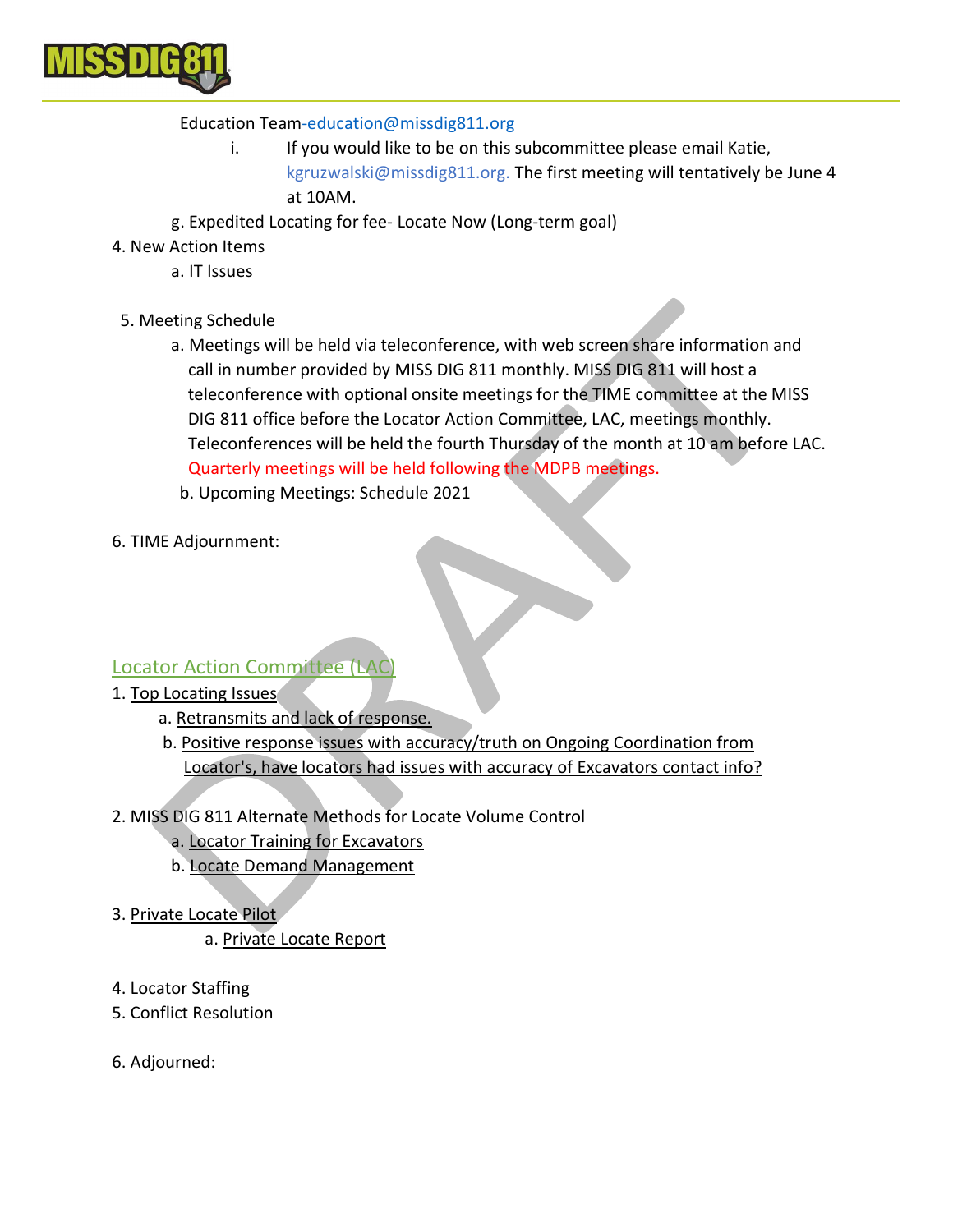Education Team-education@missdig811.org

i. If you would like to be on this subcommittee please email Katie, kgruzwalski@missdig811.org. The first meeting will tentatively be June 4 at 10AM.

g. Expedited Locating for fee- Locate Now (Long-term goal)

4. New Action Items
   a. IT Issues

5. Meeting Schedule
   a. Meetings will be held via teleconference, with web screen share information and call in number provided by MISS DIG 811 monthly. MISS DIG 811 will host a teleconference with optional onsite meetings for the TIME committee at the MISS DIG 811 office before the Locator Action Committee, LAC, meetings monthly. Teleconferences will be held the fourth Thursday of the month at 10 am before LAC. Quarterly meetings will be held following the MDPB meetings.
   b. Upcoming Meetings: Schedule 2021

6. TIME Adjournment:

## Locator Action Committee (LAC)

1. Top Locating Issues
   a. Retransmits and lack of response.
   b. Positive response issues with accuracy/truth on Ongoing Coordination from Locator's, have locators had issues with accuracy of Excavators contact info?

2. MISS DIG 811 Alternate Methods for Locate Volume Control
   a. Locator Training for Excavators
   b. Locate Demand Management

3. Private Locate Pilot
   a. Private Locate Report

4. Locator Staffing
5. Conflict Resolution

6. Adjourned: